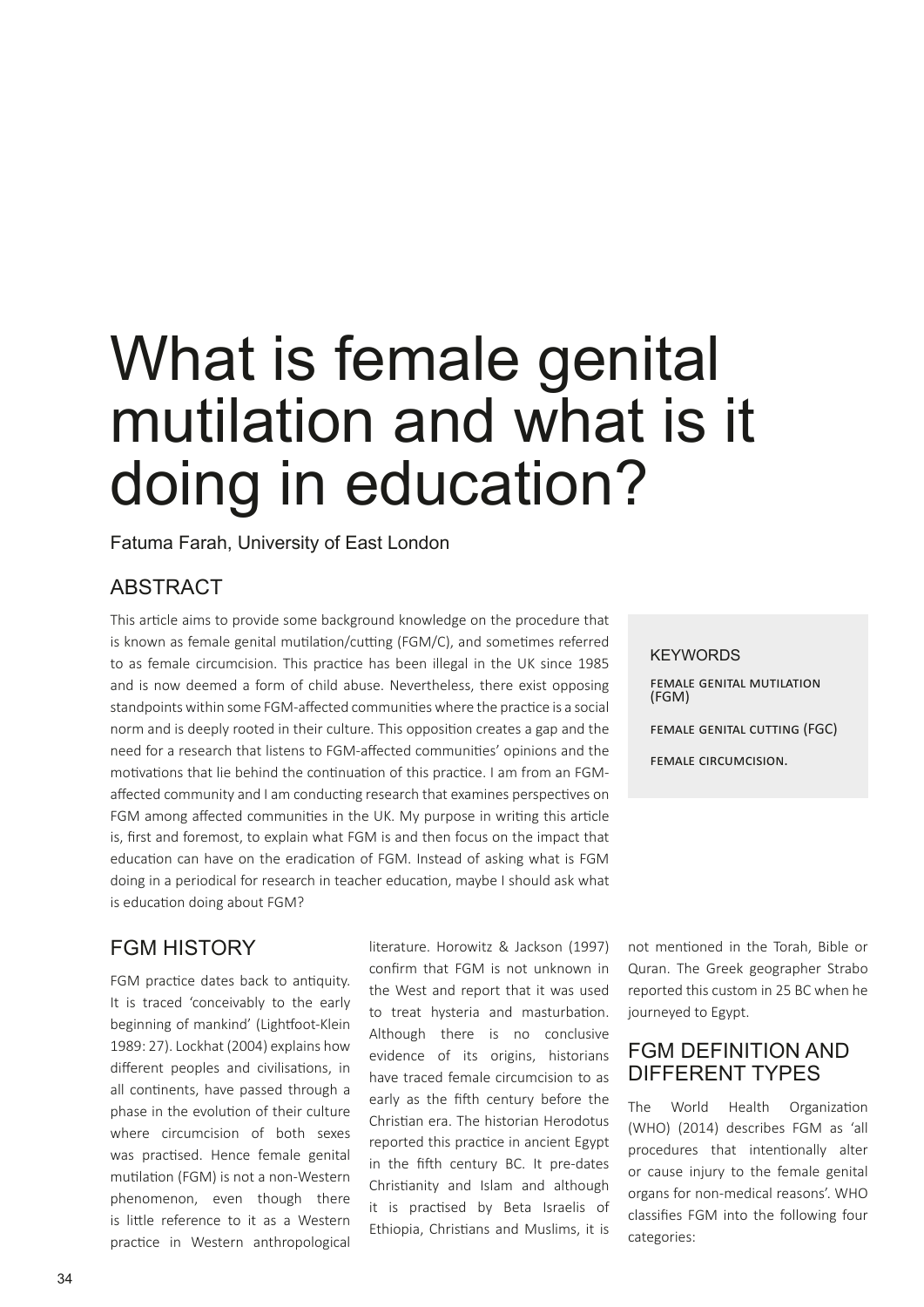# What is female genital mutilation and what is it doing in education?

Fatuma Farah, University of East London

## ABSTRACT

This article aims to provide some background knowledge on the procedure that is known as female genital mutilation/cutting (FGM/C), and sometimes referred to as female circumcision. This practice has been illegal in the UK since 1985 and is now deemed a form of child abuse. Nevertheless, there exist opposing standpoints within some FGM-affected communities where the practice is a social norm and is deeply rooted in their culture. This opposition creates a gap and the need for a research that listens to FGM-affected communities' opinions and the motivations that lie behind the continuation of this practice. I am from an FGM-affected community and I am conducting research that examines perspectives on FGM among affected communities in the UK. My purpose in writing this article is, first and foremost, to explain what FGM is and then focus on the impact that education can have on the eradication of FGM. Instead of asking what is FGM doing in a periodical for research in teacher education, maybe I should ask what is education doing about FGM?

**KEYWORDS**

FEMALE GENITAL MUTILATION (FGM)

FEMALE GENITAL CUTTING (FGC)

FEMALE CIRCUMCISION.

## FGM HISTORY

FGM practice dates back to antiquity. It is traced 'conceivably to the early beginning of mankind' (Lightfoot-Klein 1989: 27). Lockhat (2004) explains how different peoples and civilisations, in all continents, have passed through a phase in the evolution of their culture where circumcision of both sexes was practised. Hence female genital mutilation (FGM) is not a non-Western phenomenon, even though there is little reference to it as a Western practice in Western anthropological literature. Horowitz & Jackson (1997) confirm that FGM is not unknown in the West and report that it was used to treat hysteria and masturbation. Although there is no conclusive evidence of its origins, historians have traced female circumcision to as early as the fifth century before the Christian era. The historian Herodotus reported this practice in ancient Egypt in the fifth century BC. It pre-dates Christianity and Islam and although it is practised by Beta Israelis of Ethiopia, Christians and Muslims, it is not mentioned in the Torah, Bible or Quran. The Greek geographer Strabo reported this custom in 25 BC when he journeyed to Egypt.

## FGM DEFINITION AND DIFFERENT TYPES

The World Health Organization (WHO) (2014) describes FGM as 'all procedures that intentionally alter or cause injury to the female genital organs for non-medical reasons'. WHO classifies FGM into the following four categories: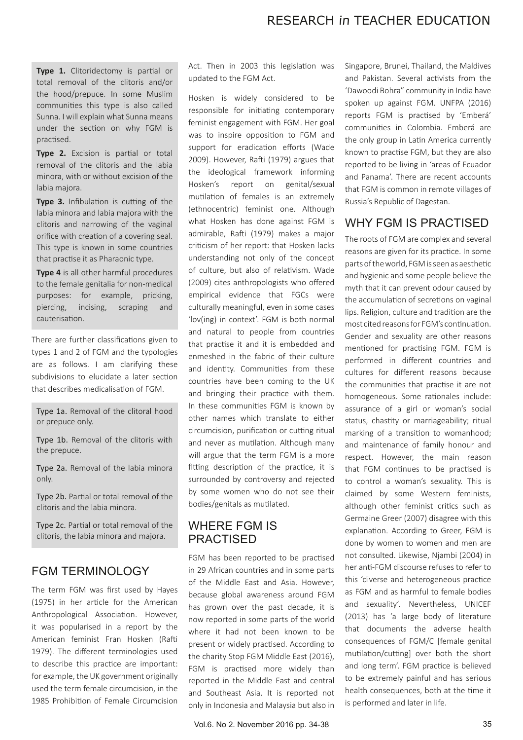**Type 1.** Clitoridectomy is partial or total removal of the clitoris and/or the hood/prepuce. In some Muslim communities this type is also called Sunna. I will explain what Sunna means under the section on why FGM is practised.

**Type 2.** Excision is partial or total removal of the clitoris and the labia minora, with or without excision of the labia majora.

**Type 3.** Infibulation is cutting of the labia minora and labia majora with the clitoris and narrowing of the vaginal orifice with creation of a covering seal. This type is known in some countries that practise it as Pharaonic type.

**Type 4** is all other harmful procedures to the female genitalia for non-medical purposes: for example, pricking, piercing, incising, scraping and cauterisation.

There are further classifications given to types 1 and 2 of FGM and the typologies are as follows. I am clarifying these subdivisions to elucidate a later section that describes medicalisation of FGM.

Type 1a. Removal of the clitoral hood or prepuce only.

Type 1b. Removal of the clitoris with the prepuce.

Type 2a. Removal of the labia minora only.

Type 2b. Partial or total removal of the clitoris and the labia minora.

Type 2c. Partial or total removal of the clitoris, the labia minora and majora.

## FGM TERMINOLOGY

The term FGM was first used by Hayes (1975) in her article for the American Anthropological Association. However, it was popularised in a report by the American feminist Fran Hosken (Rafti 1979). The different terminologies used to describe this practice are important: for example, the UK government originally used the term female circumcision, in the 1985 Prohibition of Female Circumcision Act. Then in 2003 this legislation was updated to the FGM Act.

Hosken is widely considered to be responsible for initiating contemporary feminist engagement with FGM. Her goal was to inspire opposition to FGM and support for eradication efforts (Wade 2009). However, Rafti (1979) argues that the ideological framework informing Hosken's report on genital/sexual mutilation of females is an extremely (ethnocentric) feminist one. Although what Hosken has done against FGM is admirable, Rafti (1979) makes a major criticism of her report: that Hosken lacks understanding not only of the concept of culture, but also of relativism. Wade (2009) cites anthropologists who offered empirical evidence that FGCs were culturally meaningful, even in some cases 'lov(ing) in context'. FGM is both normal and natural to people from countries that practise it and it is embedded and enmeshed in the fabric of their culture and identity. Communities from these countries have been coming to the UK and bringing their practice with them. In these communities FGM is known by other names which translate to either circumcision, purification or cutting ritual and never as mutilation. Although many will argue that the term FGM is a more fitting description of the practice, it is surrounded by controversy and rejected by some women who do not see their bodies/genitals as mutilated.

## WHERE FGM IS PRACTISED

FGM has been reported to be practised in 29 African countries and in some parts of the Middle East and Asia. However, because global awareness around FGM has grown over the past decade, it is now reported in some parts of the world where it had not been known to be present or widely practised. According to the charity Stop FGM Middle East (2016), FGM is practised more widely than reported in the Middle East and central and Southeast Asia. It is reported not only in Indonesia and Malaysia but also in Singapore, Brunei, Thailand, the Maldives and Pakistan. Several activists from the 'Dawoodi Bohra" community in India have spoken up against FGM. UNFPA (2016) reports FGM is practised by 'Emberá' communities in Colombia. Emberá are the only group in Latin America currently known to practise FGM, but they are also reported to be living in 'areas of Ecuador and Panama'. There are recent accounts that FGM is common in remote villages of Russia's Republic of Dagestan.

## WHY FGM IS PRACTISED

The roots of FGM are complex and several reasons are given for its practice. In some parts of the world, FGM is seen as aesthetic and hygienic and some people believe the myth that it can prevent odour caused by the accumulation of secretions on vaginal lips. Religion, culture and tradition are the most cited reasons for FGM's continuation. Gender and sexuality are other reasons mentioned for practising FGM. FGM is performed in different countries and cultures for different reasons because the communities that practise it are not homogeneous. Some rationales include: assurance of a girl or woman's social status, chastity or marriageability; ritual marking of a transition to womanhood; and maintenance of family honour and respect. However, the main reason that FGM continues to be practised is to control a woman's sexuality. This is claimed by some Western feminists, although other feminist critics such as Germaine Greer (2007) disagree with this explanation. According to Greer, FGM is done by women to women and men are not consulted. Likewise, Njambi (2004) in her anti-FGM discourse refuses to refer to this 'diverse and heterogeneous practice as FGM and as harmful to female bodies and sexuality'. Nevertheless, UNICEF (2013) has 'a large body of literature that documents the adverse health consequences of FGM/C [female genital mutilation/cutting] over both the short and long term'. FGM practice is believed to be extremely painful and has serious health consequences, both at the time it is performed and later in life.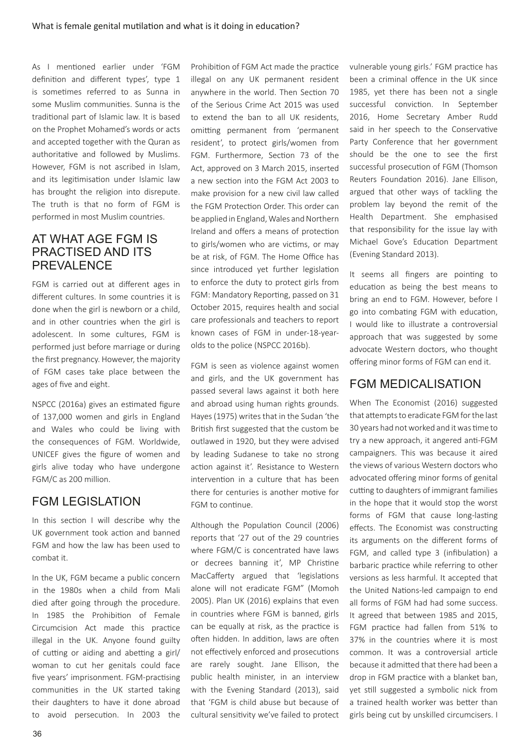As I mentioned earlier under 'FGM definition and different types', type 1 is sometimes referred to as Sunna in some Muslim communities. Sunna is the traditional part of Islamic law. It is based on the Prophet Mohamed's words or acts and accepted together with the Quran as authoritative and followed by Muslims. However, FGM is not ascribed in Islam, and its legitimisation under Islamic law has brought the religion into disrepute. The truth is that no form of FGM is performed in most Muslim countries.

## AT WHAT AGE FGM IS PRACTISED AND ITS PREVALENCE

FGM is carried out at different ages in different cultures. In some countries it is done when the girl is newborn or a child, and in other countries when the girl is adolescent. In some cultures, FGM is performed just before marriage or during the first pregnancy. However, the majority of FGM cases take place between the ages of five and eight.

NSPCC (2016a) gives an estimated figure of 137,000 women and girls in England and Wales who could be living with the consequences of FGM. Worldwide, UNICEF gives the figure of women and girls alive today who have undergone FGM/C as 200 million.

## FGM LEGISLATION

In this section I will describe why the UK government took action and banned FGM and how the law has been used to combat it.

In the UK, FGM became a public concern in the 1980s when a child from Mali died after going through the procedure. In 1985 the Prohibition of Female Circumcision Act made this practice illegal in the UK. Anyone found guilty of cutting or aiding and abetting a girl/woman to cut her genitals could face five years' imprisonment. FGM-practising communities in the UK started taking their daughters to have it done abroad to avoid persecution. In 2003 the Prohibition of FGM Act made the practice illegal on any UK permanent resident anywhere in the world. Then Section 70 of the Serious Crime Act 2015 was used to extend the ban to all UK residents, omitting permanent from 'permanent resident', to protect girls/women from FGM. Furthermore, Section 73 of the Act, approved on 3 March 2015, inserted a new section into the FGM Act 2003 to make provision for a new civil law called the FGM Protection Order. This order can be applied in England, Wales and Northern Ireland and offers a means of protection to girls/women who are victims, or may be at risk, of FGM. The Home Office has since introduced yet further legislation to enforce the duty to protect girls from FGM: Mandatory Reporting, passed on 31 October 2015, requires health and social care professionals and teachers to report known cases of FGM in under-18-year-olds to the police (NSPCC 2016b).

FGM is seen as violence against women and girls, and the UK government has passed several laws against it both here and abroad using human rights grounds. Hayes (1975) writes that in the Sudan 'the British first suggested that the custom be outlawed in 1920, but they were advised by leading Sudanese to take no strong action against it'. Resistance to Western intervention in a culture that has been there for centuries is another motive for FGM to continue.

Although the Population Council (2006) reports that '27 out of the 29 countries where FGM/C is concentrated have laws or decrees banning it', MP Christine MacCafferty argued that 'legislations alone will not eradicate FGM" (Momoh 2005). Plan UK (2016) explains that even in countries where FGM is banned, girls can be equally at risk, as the practice is often hidden. In addition, laws are often not effectively enforced and prosecutions are rarely sought. Jane Ellison, the public health minister, in an interview with the Evening Standard (2013), said that 'FGM is child abuse but because of cultural sensitivity we've failed to protect vulnerable young girls.' FGM practice has been a criminal offence in the UK since 1985, yet there has been not a single successful conviction. In September 2016, Home Secretary Amber Rudd said in her speech to the Conservative Party Conference that her government should be the one to see the first successful prosecution of FGM (Thomson Reuters Foundation 2016). Jane Ellison, argued that other ways of tackling the problem lay beyond the remit of the Health Department. She emphasised that responsibility for the issue lay with Michael Gove's Education Department (Evening Standard 2013).

It seems all fingers are pointing to education as being the best means to bring an end to FGM. However, before I go into combating FGM with education, I would like to illustrate a controversial approach that was suggested by some advocate Western doctors, who thought offering minor forms of FGM can end it.

## FGM MEDICALISATION

When The Economist (2016) suggested that attempts to eradicate FGM for the last 30 years had not worked and it was time to try a new approach, it angered anti-FGM campaigners. This was because it aired the views of various Western doctors who advocated offering minor forms of genital cutting to daughters of immigrant families in the hope that it would stop the worst forms of FGM that cause long-lasting effects. The Economist was constructing its arguments on the different forms of FGM, and called type 3 (infibulation) a barbaric practice while referring to other versions as less harmful. It accepted that the United Nations-led campaign to end all forms of FGM had had some success. It agreed that between 1985 and 2015, FGM practice had fallen from 51% to 37% in the countries where it is most common. It was a controversial article because it admitted that there had been a drop in FGM practice with a blanket ban, yet still suggested a symbolic nick from a trained health worker was better than girls being cut by unskilled circumcisers. I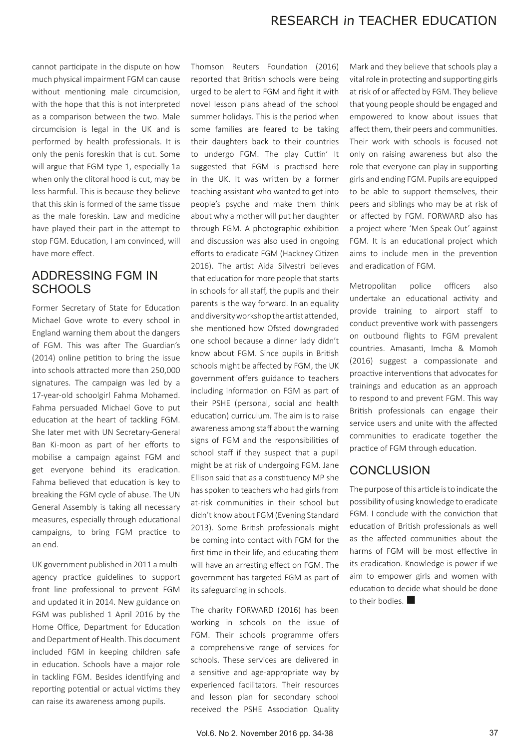cannot participate in the dispute on how much physical impairment FGM can cause without mentioning male circumcision, with the hope that this is not interpreted as a comparison between the two. Male circumcision is legal in the UK and is performed by health professionals. It is only the penis foreskin that is cut. Some will argue that FGM type 1, especially 1a when only the clitoral hood is cut, may be less harmful. This is because they believe that this skin is formed of the same tissue as the male foreskin. Law and medicine have played their part in the attempt to stop FGM. Education, I am convinced, will have more effect.

## ADDRESSING FGM IN SCHOOLS

Former Secretary of State for Education Michael Gove wrote to every school in England warning them about the dangers of FGM. This was after The Guardian's (2014) online petition to bring the issue into schools attracted more than 250,000 signatures. The campaign was led by a 17-year-old schoolgirl Fahma Mohamed. Fahma persuaded Michael Gove to put education at the heart of tackling FGM. She later met with UN Secretary-General Ban Ki-moon as part of her efforts to mobilise a campaign against FGM and get everyone behind its eradication. Fahma believed that education is key to breaking the FGM cycle of abuse. The UN General Assembly is taking all necessary measures, especially through educational campaigns, to bring FGM practice to an end.

UK government published in 2011 a multi-agency practice guidelines to support front line professional to prevent FGM and updated it in 2014. New guidance on FGM was published 1 April 2016 by the Home Office, Department for Education and Department of Health. This document included FGM in keeping children safe in education. Schools have a major role in tackling FGM. Besides identifying and reporting potential or actual victims they can raise its awareness among pupils.

Thomson Reuters Foundation (2016) reported that British schools were being urged to be alert to FGM and fight it with novel lesson plans ahead of the school summer holidays. This is the period when some families are feared to be taking their daughters back to their countries to undergo FGM. The play Cuttin' It suggested that FGM is practised here in the UK. It was written by a former teaching assistant who wanted to get into people's psyche and make them think about why a mother will put her daughter through FGM. A photographic exhibition and discussion was also used in ongoing efforts to eradicate FGM (Hackney Citizen 2016). The artist Aida Silvestri believes that education for more people that starts in schools for all staff, the pupils and their parents is the way forward. In an equality and diversity workshop the artist attended, she mentioned how Ofsted downgraded one school because a dinner lady didn't know about FGM. Since pupils in British schools might be affected by FGM, the UK government offers guidance to teachers including information on FGM as part of their PSHE (personal, social and health education) curriculum. The aim is to raise awareness among staff about the warning signs of FGM and the responsibilities of school staff if they suspect that a pupil might be at risk of undergoing FGM. Jane Ellison said that as a constituency MP she has spoken to teachers who had girls from at-risk communities in their school but didn't know about FGM (Evening Standard 2013). Some British professionals might be coming into contact with FGM for the first time in their life, and educating them will have an arresting effect on FGM. The government has targeted FGM as part of its safeguarding in schools.

The charity FORWARD (2016) has been working in schools on the issue of FGM. Their schools programme offers a comprehensive range of services for schools. These services are delivered in a sensitive and age-appropriate way by experienced facilitators. Their resources and lesson plan for secondary school received the PSHE Association Quality Mark and they believe that schools play a vital role in protecting and supporting girls at risk of or affected by FGM. They believe that young people should be engaged and empowered to know about issues that affect them, their peers and communities. Their work with schools is focused not only on raising awareness but also the role that everyone can play in supporting girls and ending FGM. Pupils are equipped to be able to support themselves, their peers and siblings who may be at risk of or affected by FGM. FORWARD also has a project where 'Men Speak Out' against FGM. It is an educational project which aims to include men in the prevention and eradication of FGM.

Metropolitan police officers also undertake an educational activity and provide training to airport staff to conduct preventive work with passengers on outbound flights to FGM prevalent countries. Amasanti, Imcha & Momoh (2016) suggest a compassionate and proactive interventions that advocates for trainings and education as an approach to respond to and prevent FGM. This way British professionals can engage their service users and unite with the affected communities to eradicate together the practice of FGM through education.

## CONCLUSION

The purpose of this article is to indicate the possibility of using knowledge to eradicate FGM. I conclude with the conviction that education of British professionals as well as the affected communities about the harms of FGM will be most effective in its eradication. Knowledge is power if we aim to empower girls and women with education to decide what should be done to their bodies. ■